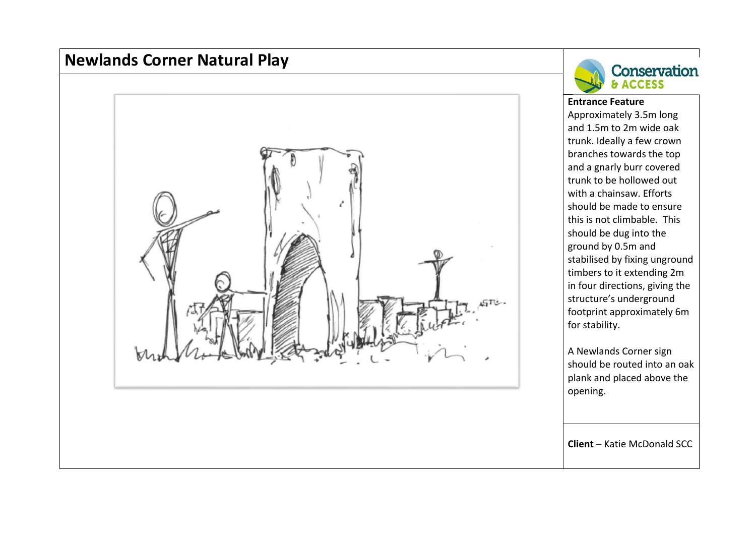# Newlands Corner Natural Play

Conservation & ACCESS

**Entrance Feature**

Approximately 3.5m long and 1.5m to 2m wide oak trunk. Ideally a few crown branches towards the top and a gnarly burr covered trunk to be hollowed out with a chainsaw. Efforts should be made to ensure this is not climbable. This should be dug into the ground by 0.5m and stabilised by fixing unground timbers to it extending 2m in four directions, giving the structure's underground footprint approximately 6m for stability.

A Newlands Corner sign should be routed into an oak plank and placed above the opening.

**Client** – Katie McDonald SCC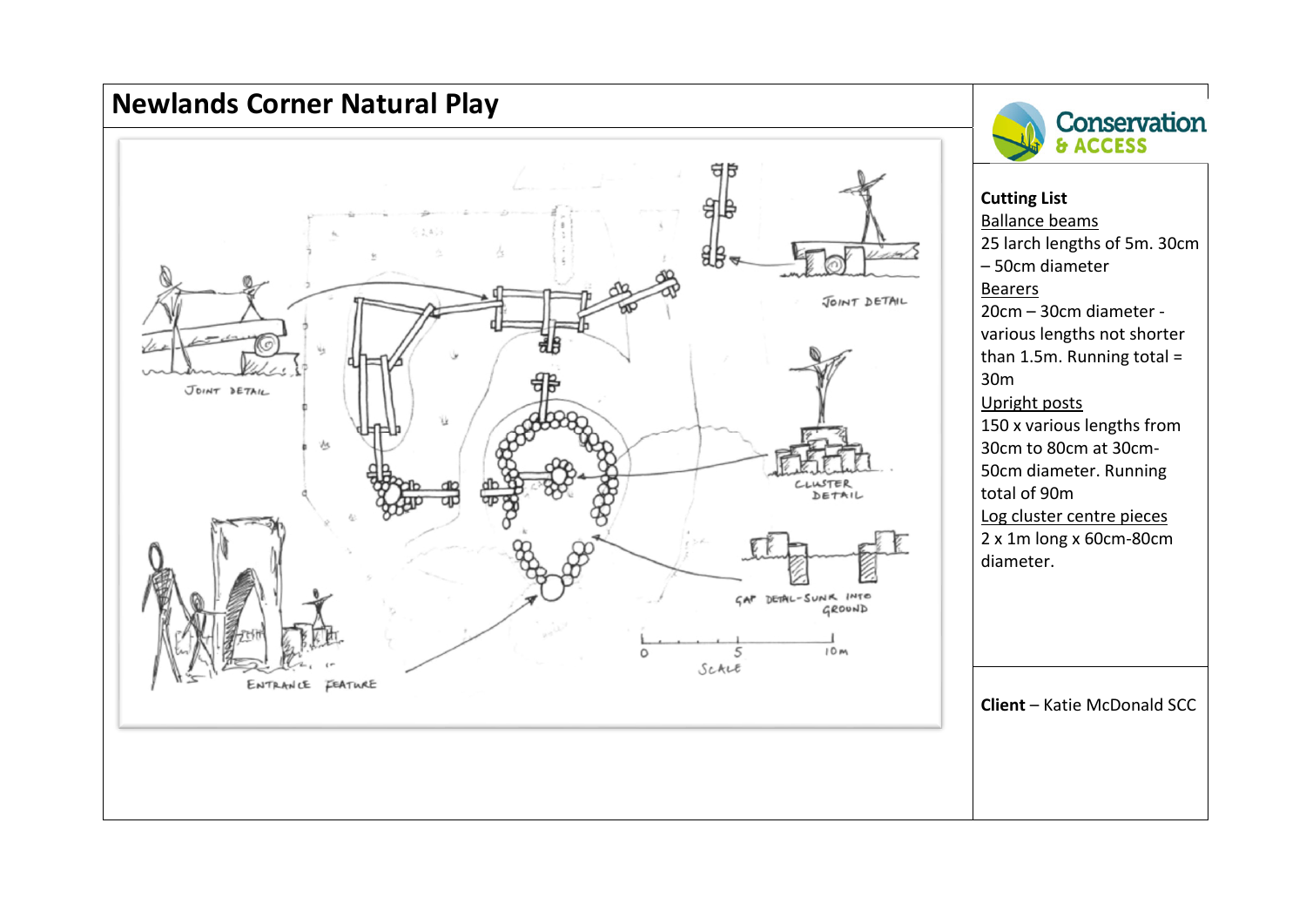# Newlands Corner Natural Play

JOINT DETAIL

JOINT DETAIL

CLUSTER DETAIL

GAP DETAIL - SUNK INTO GROUND

ENTRANCE FEATURE

0 5 10m
SCALE

Conservation & ACCESS

**Cutting List**

Ballance beams

25 larch lengths of 5m. 30cm – 50cm diameter

Bearers

20cm – 30cm diameter - various lengths not shorter than 1.5m. Running total = 30m

Upright posts

150 x various lengths from 30cm to 80cm at 30cm-50cm diameter. Running total of 90m

Log cluster centre pieces

2 x 1m long x 60cm-80cm diameter.

**Client** – Katie McDonald SCC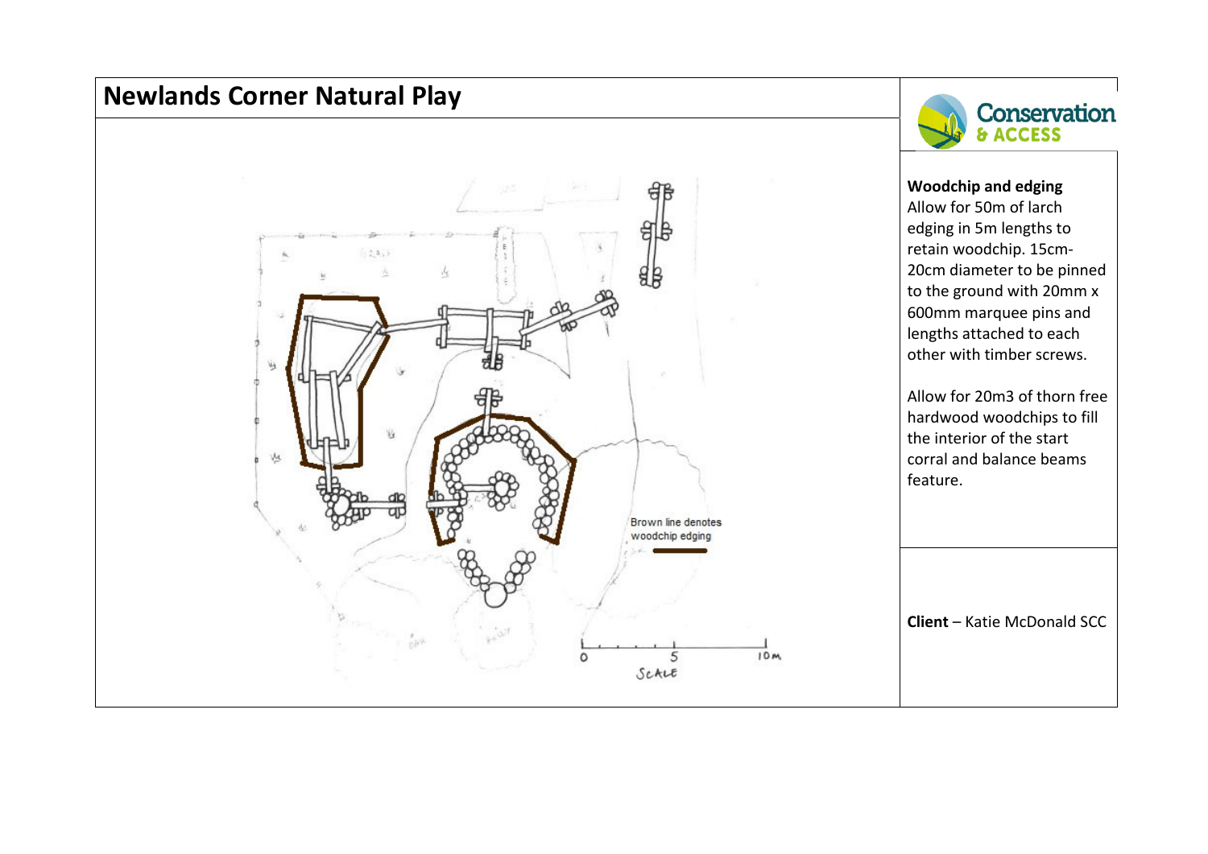# Newlands Corner Natural Play

Brown line denotes woodchip edging

0 5 10m
SCALE

**Woodchip and edging**
Allow for 50m of larch edging in 5m lengths to retain woodchip. 15cm-20cm diameter to be pinned to the ground with 20mm x 600mm marquee pins and lengths attached to each other with timber screws.

Allow for 20m3 of thorn free hardwood woodchips to fill the interior of the start corral and balance beams feature.

**Client** – Katie McDonald SCC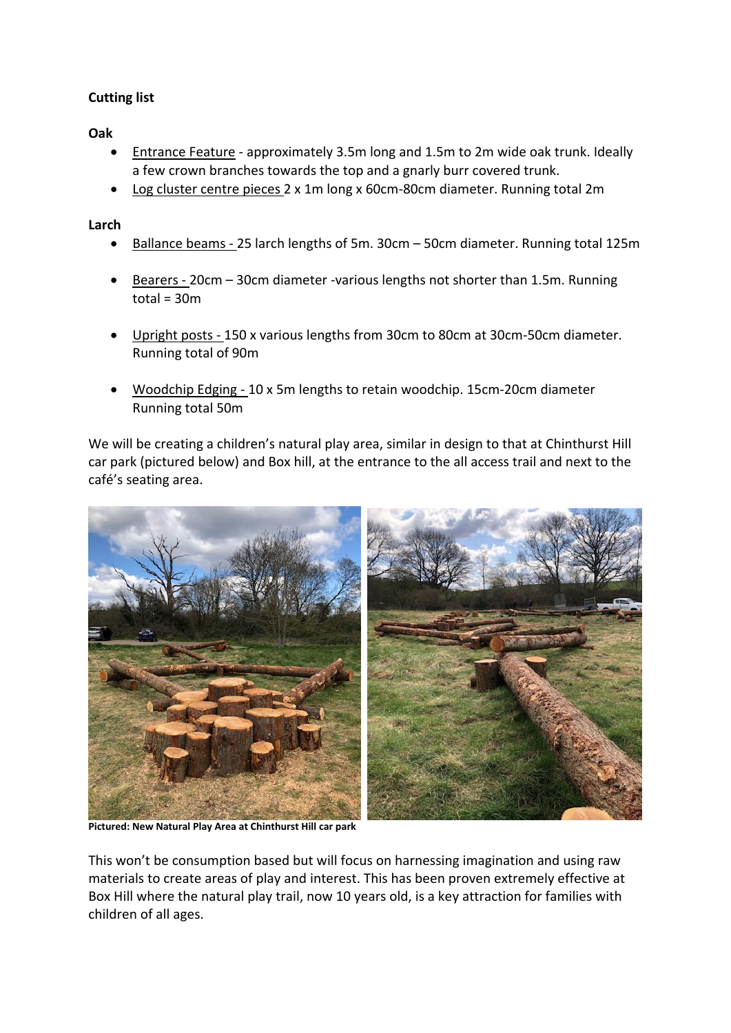**Cutting list**

**Oak**

- <u>Entrance Feature</u> - approximately 3.5m long and 1.5m to 2m wide oak trunk. Ideally a few crown branches towards the top and a gnarly burr covered trunk.
- <u>Log cluster centre pieces</u> 2 x 1m long x 60cm-80cm diameter. Running total 2m

**Larch**

- <u>Ballance beams -</u> 25 larch lengths of 5m. 30cm – 50cm diameter. Running total 125m
- <u>Bearers -</u> 20cm – 30cm diameter -various lengths not shorter than 1.5m. Running total = 30m
- <u>Upright posts -</u> 150 x various lengths from 30cm to 80cm at 30cm-50cm diameter. Running total of 90m
- <u>Woodchip Edging -</u> 10 x 5m lengths to retain woodchip. 15cm-20cm diameter Running total 50m

We will be creating a children's natural play area, similar in design to that at Chinthurst Hill car park (pictured below) and Box hill, at the entrance to the all access trail and next to the café's seating area.

**Pictured: New Natural Play Area at Chinthurst Hill car park**

This won't be consumption based but will focus on harnessing imagination and using raw materials to create areas of play and interest. This has been proven extremely effective at Box Hill where the natural play trail, now 10 years old, is a key attraction for families with children of all ages.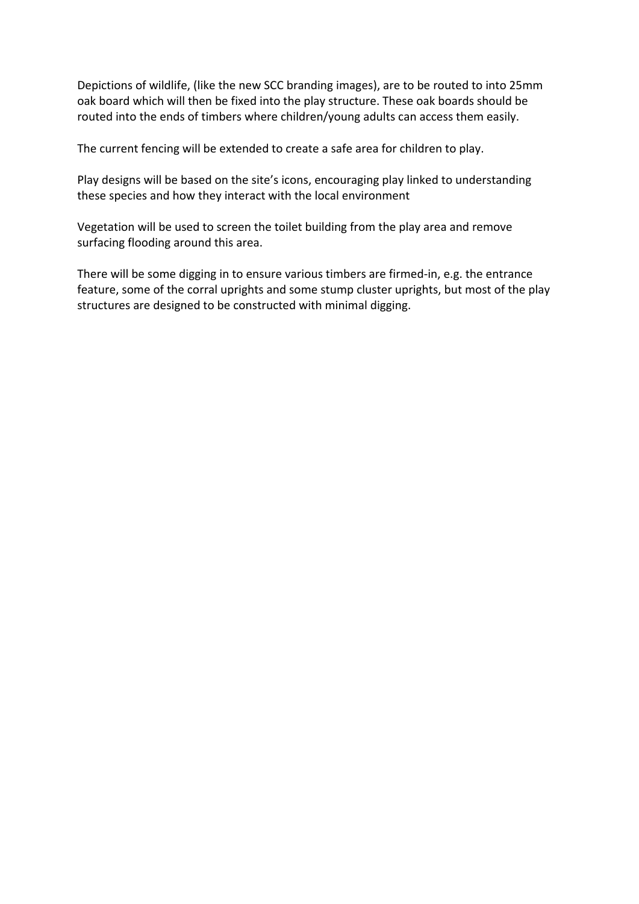Depictions of wildlife, (like the new SCC branding images), are to be routed to into 25mm oak board which will then be fixed into the play structure. These oak boards should be routed into the ends of timbers where children/young adults can access them easily.

The current fencing will be extended to create a safe area for children to play.

Play designs will be based on the site's icons, encouraging play linked to understanding these species and how they interact with the local environment

Vegetation will be used to screen the toilet building from the play area and remove surfacing flooding around this area.

There will be some digging in to ensure various timbers are firmed-in, e.g. the entrance feature, some of the corral uprights and some stump cluster uprights, but most of the play structures are designed to be constructed with minimal digging.